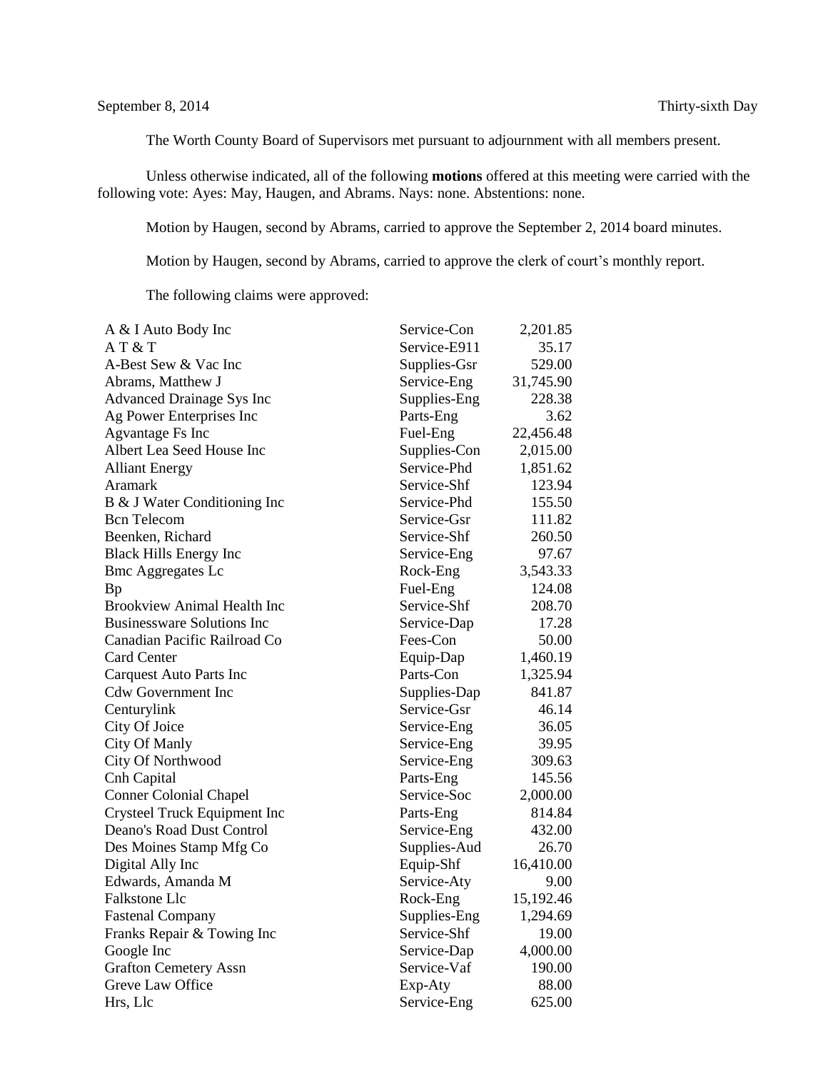September 8, 2014 Thirty-sixth Day

The Worth County Board of Supervisors met pursuant to adjournment with all members present.

Unless otherwise indicated, all of the following **motions** offered at this meeting were carried with the following vote: Ayes: May, Haugen, and Abrams. Nays: none. Abstentions: none.

Motion by Haugen, second by Abrams, carried to approve the September 2, 2014 board minutes.

Motion by Haugen, second by Abrams, carried to approve the clerk of court's monthly report.

The following claims were approved:

| | | |
|---|---|---|
| A & I Auto Body Inc | Service-Con | 2,201.85 |
| A T & T | Service-E911 | 35.17 |
| A-Best Sew & Vac Inc | Supplies-Gsr | 529.00 |
| Abrams, Matthew J | Service-Eng | 31,745.90 |
| Advanced Drainage Sys Inc | Supplies-Eng | 228.38 |
| Ag Power Enterprises Inc | Parts-Eng | 3.62 |
| Agvantage Fs Inc | Fuel-Eng | 22,456.48 |
| Albert Lea Seed House Inc | Supplies-Con | 2,015.00 |
| Alliant Energy | Service-Phd | 1,851.62 |
| Aramark | Service-Shf | 123.94 |
| B & J Water Conditioning Inc | Service-Phd | 155.50 |
| Bcn Telecom | Service-Gsr | 111.82 |
| Beenken, Richard | Service-Shf | 260.50 |
| Black Hills Energy Inc | Service-Eng | 97.67 |
| Bmc Aggregates Lc | Rock-Eng | 3,543.33 |
| Bp | Fuel-Eng | 124.08 |
| Brookview Animal Health Inc | Service-Shf | 208.70 |
| Businessware Solutions Inc | Service-Dap | 17.28 |
| Canadian Pacific Railroad Co | Fees-Con | 50.00 |
| Card Center | Equip-Dap | 1,460.19 |
| Carquest Auto Parts Inc | Parts-Con | 1,325.94 |
| Cdw Government Inc | Supplies-Dap | 841.87 |
| Centurylink | Service-Gsr | 46.14 |
| City Of Joice | Service-Eng | 36.05 |
| City Of Manly | Service-Eng | 39.95 |
| City Of Northwood | Service-Eng | 309.63 |
| Cnh Capital | Parts-Eng | 145.56 |
| Conner Colonial Chapel | Service-Soc | 2,000.00 |
| Crysteel Truck Equipment Inc | Parts-Eng | 814.84 |
| Deano's Road Dust Control | Service-Eng | 432.00 |
| Des Moines Stamp Mfg Co | Supplies-Aud | 26.70 |
| Digital Ally Inc | Equip-Shf | 16,410.00 |
| Edwards, Amanda M | Service-Aty | 9.00 |
| Falkstone Llc | Rock-Eng | 15,192.46 |
| Fastenal Company | Supplies-Eng | 1,294.69 |
| Franks Repair & Towing Inc | Service-Shf | 19.00 |
| Google Inc | Service-Dap | 4,000.00 |
| Grafton Cemetery Assn | Service-Vaf | 190.00 |
| Greve Law Office | Exp-Aty | 88.00 |
| Hrs, Llc | Service-Eng | 625.00 |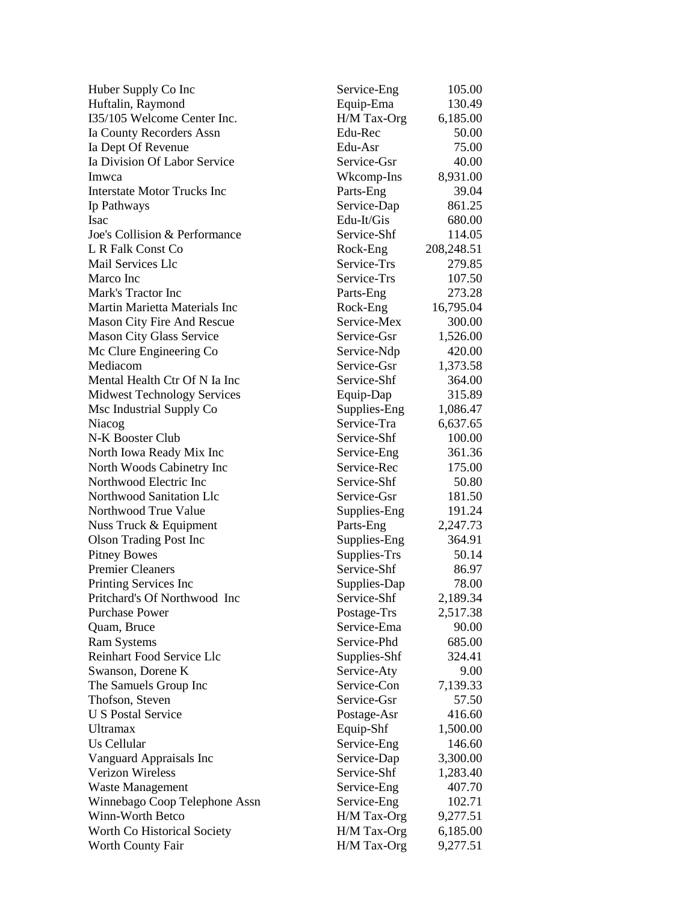| | | |
|---|---|---|
| Huber Supply Co Inc | Service-Eng | 105.00 |
| Huftalin, Raymond | Equip-Ema | 130.49 |
| I35/105 Welcome Center Inc. | H/M Tax-Org | 6,185.00 |
| Ia County Recorders Assn | Edu-Rec | 50.00 |
| Ia Dept Of Revenue | Edu-Asr | 75.00 |
| Ia Division Of Labor Service | Service-Gsr | 40.00 |
| Imwca | Wkcomp-Ins | 8,931.00 |
| Interstate Motor Trucks Inc | Parts-Eng | 39.04 |
| Ip Pathways | Service-Dap | 861.25 |
| Isac | Edu-It/Gis | 680.00 |
| Joe's Collision & Performance | Service-Shf | 114.05 |
| L R Falk Const Co | Rock-Eng | 208,248.51 |
| Mail Services Llc | Service-Trs | 279.85 |
| Marco Inc | Service-Trs | 107.50 |
| Mark's Tractor Inc | Parts-Eng | 273.28 |
| Martin Marietta Materials Inc | Rock-Eng | 16,795.04 |
| Mason City Fire And Rescue | Service-Mex | 300.00 |
| Mason City Glass Service | Service-Gsr | 1,526.00 |
| Mc Clure Engineering Co | Service-Ndp | 420.00 |
| Mediacom | Service-Gsr | 1,373.58 |
| Mental Health Ctr Of N Ia Inc | Service-Shf | 364.00 |
| Midwest Technology Services | Equip-Dap | 315.89 |
| Msc Industrial Supply Co | Supplies-Eng | 1,086.47 |
| Niacog | Service-Tra | 6,637.65 |
| N-K Booster Club | Service-Shf | 100.00 |
| North Iowa Ready Mix Inc | Service-Eng | 361.36 |
| North Woods Cabinetry Inc | Service-Rec | 175.00 |
| Northwood Electric Inc | Service-Shf | 50.80 |
| Northwood Sanitation Llc | Service-Gsr | 181.50 |
| Northwood True Value | Supplies-Eng | 191.24 |
| Nuss Truck & Equipment | Parts-Eng | 2,247.73 |
| Olson Trading Post Inc | Supplies-Eng | 364.91 |
| Pitney Bowes | Supplies-Trs | 50.14 |
| Premier Cleaners | Service-Shf | 86.97 |
| Printing Services Inc | Supplies-Dap | 78.00 |
| Pritchard's Of Northwood Inc | Service-Shf | 2,189.34 |
| Purchase Power | Postage-Trs | 2,517.38 |
| Quam, Bruce | Service-Ema | 90.00 |
| Ram Systems | Service-Phd | 685.00 |
| Reinhart Food Service Llc | Supplies-Shf | 324.41 |
| Swanson, Dorene K | Service-Aty | 9.00 |
| The Samuels Group Inc | Service-Con | 7,139.33 |
| Thofson, Steven | Service-Gsr | 57.50 |
| U S Postal Service | Postage-Asr | 416.60 |
| Ultramax | Equip-Shf | 1,500.00 |
| Us Cellular | Service-Eng | 146.60 |
| Vanguard Appraisals Inc | Service-Dap | 3,300.00 |
| Verizon Wireless | Service-Shf | 1,283.40 |
| Waste Management | Service-Eng | 407.70 |
| Winnebago Coop Telephone Assn | Service-Eng | 102.71 |
| Winn-Worth Betco | H/M Tax-Org | 9,277.51 |
| Worth Co Historical Society | H/M Tax-Org | 6,185.00 |
| Worth County Fair | H/M Tax-Org | 9,277.51 |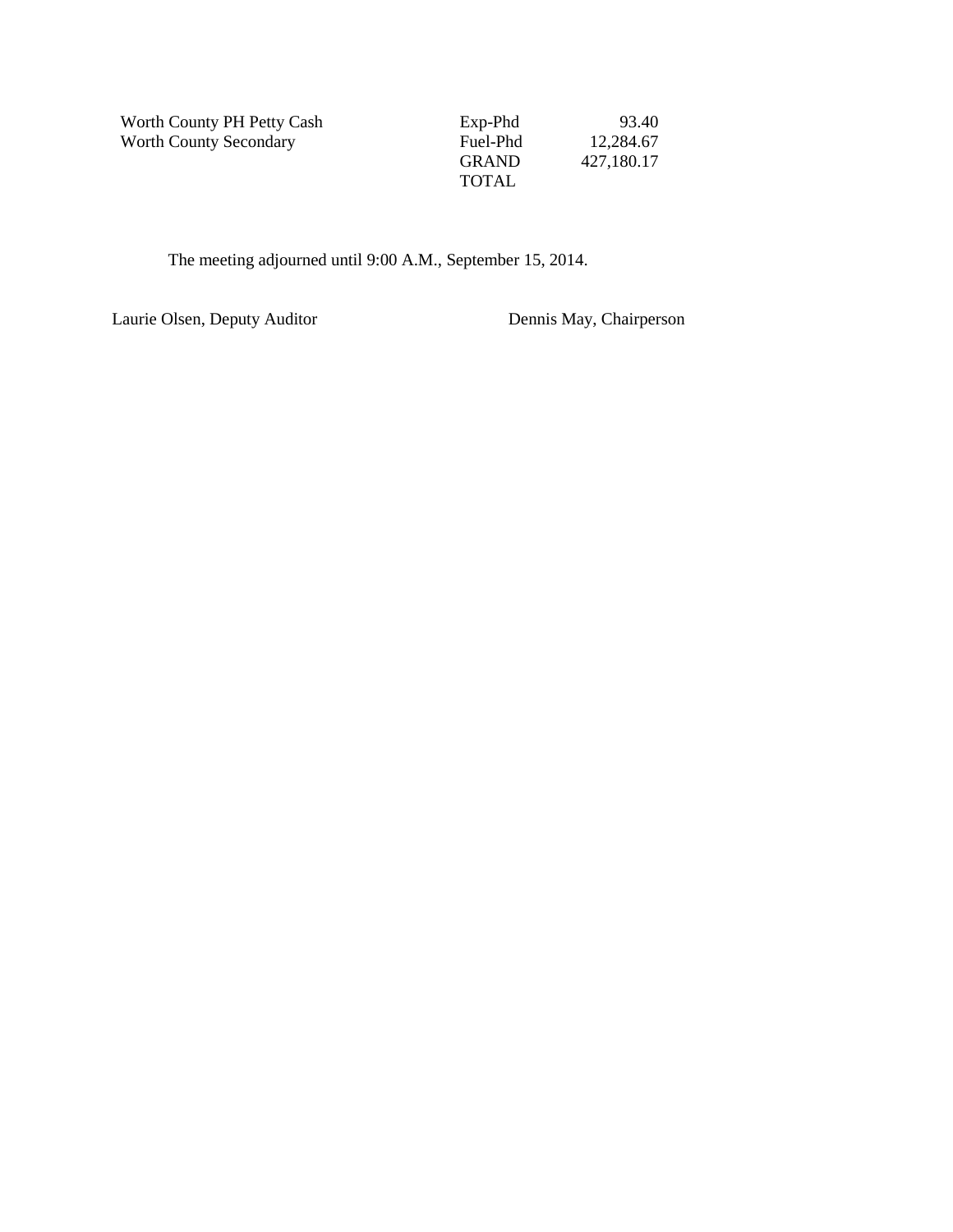| | | |
|---|---|---|
| Worth County PH Petty Cash | Exp-Phd | 93.40 |
| Worth County Secondary | Fuel-Phd | 12,284.67 |
| | GRAND TOTAL | 427,180.17 |

The meeting adjourned until 9:00 A.M., September 15, 2014.

Laurie Olsen, Deputy Auditor

Dennis May, Chairperson